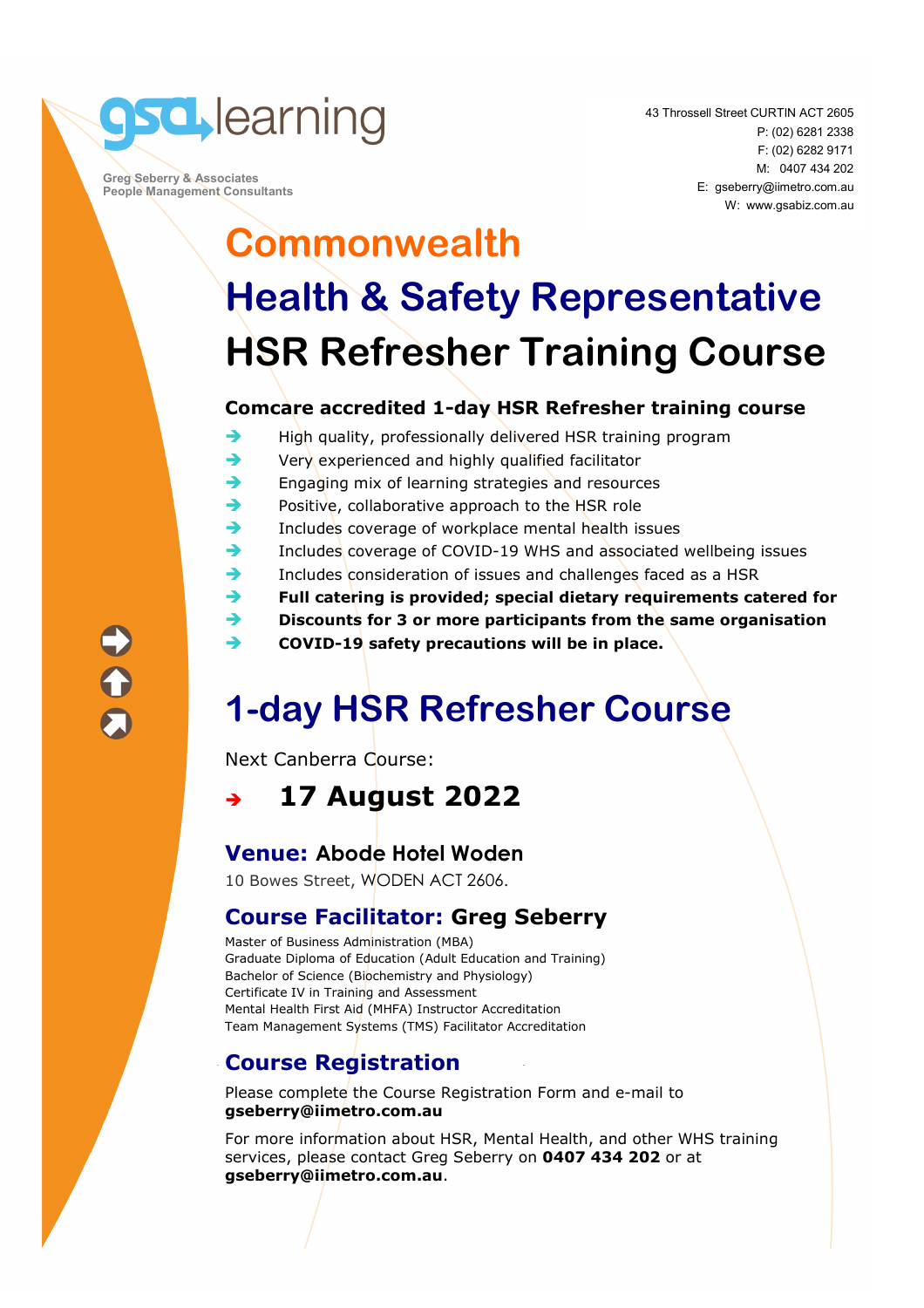gsa learning

Greg Seberry & Associates
People Management Consultants

43 Throssell Street CURTIN ACT 2605
P: (02) 6281 2338
F: (02) 6282 9171
M: 0407 434 202
E: gseberry@iimetro.com.au
W: www.gsabiz.com.au

# Commonwealth
# Health & Safety Representative
# HSR Refresher Training Course

**Comcare accredited 1-day HSR Refresher training course**

- High quality, professionally delivered HSR training program
- Very experienced and highly qualified facilitator
- Engaging mix of learning strategies and resources
- Positive, collaborative approach to the HSR role
- Includes coverage of workplace mental health issues
- Includes coverage of COVID-19 WHS and associated wellbeing issues
- Includes consideration of issues and challenges faced as a HSR
- **Full catering is provided; special dietary requirements catered for**
- **Discounts for 3 or more participants from the same organisation**
- **COVID-19 safety precautions will be in place.**

## 1-day HSR Refresher Course

Next Canberra Course:

- **17 August 2022**

### Venue: Abode Hotel Woden

10 Bowes Street, WODEN ACT 2606.

### Course Facilitator: Greg Seberry

Master of Business Administration (MBA)
Graduate Diploma of Education (Adult Education and Training)
Bachelor of Science (Biochemistry and Physiology)
Certificate IV in Training and Assessment
Mental Health First Aid (MHFA) Instructor Accreditation
Team Management Systems (TMS) Facilitator Accreditation

### Course Registration

Please complete the Course Registration Form and e-mail to **gseberry@iimetro.com.au**

For more information about HSR, Mental Health, and other WHS training services, please contact Greg Seberry on **0407 434 202** or at **gseberry@iimetro.com.au**.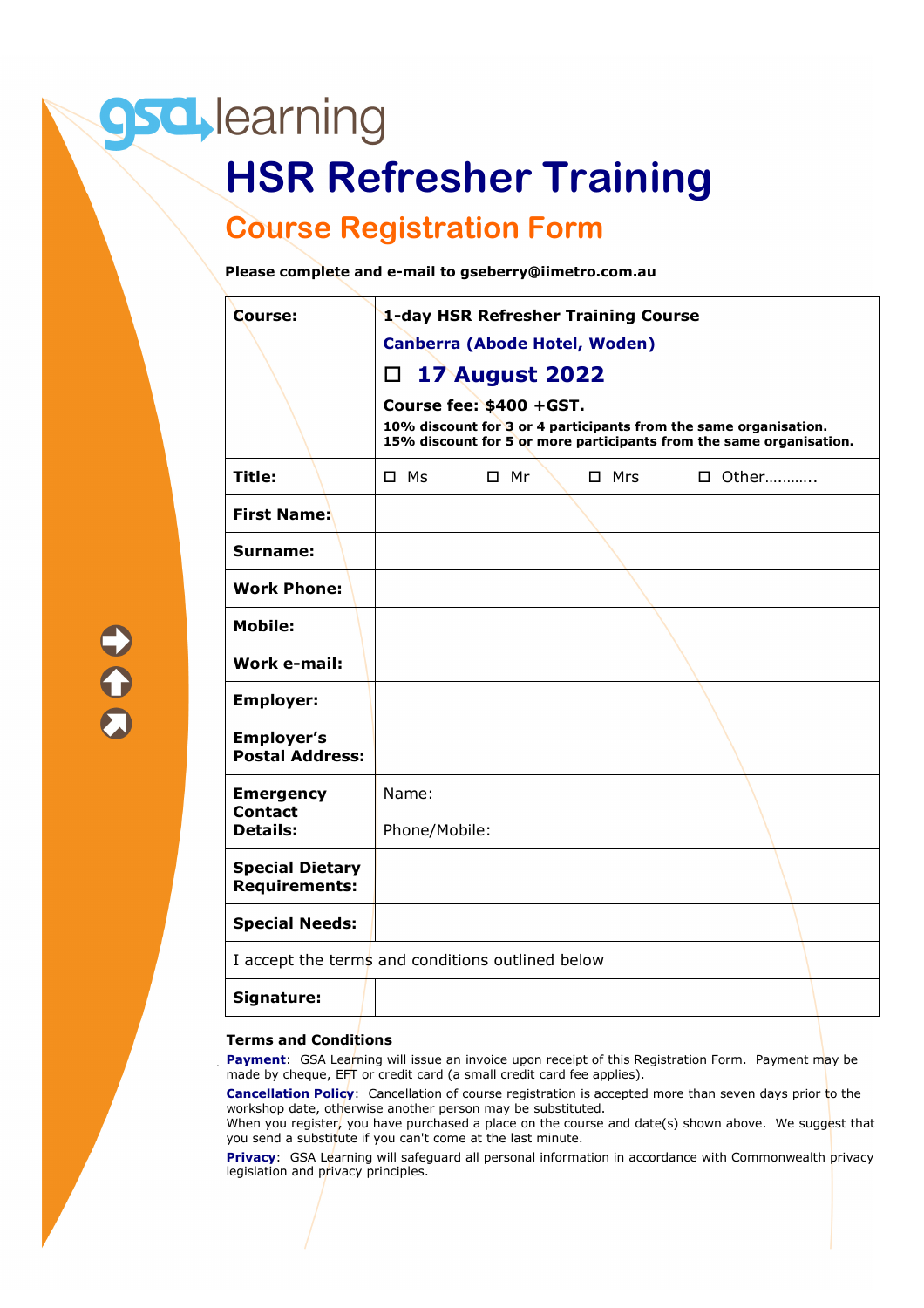gsa learning

# HSR Refresher Training

## Course Registration Form

**Please complete and e-mail to gseberry@iimetro.com.au**

| | |
|---|---|
| **Course:** | **1-day HSR Refresher Training Course**<br>**Canberra (Abode Hotel, Woden)**<br>☐ **17 August 2022**<br>**Course fee: $400 +GST.**<br>**10% discount for 3 or 4 participants from the same organisation.**<br>**15% discount for 5 or more participants from the same organisation.** |
| **Title:** | ☐ Ms ☐ Mr ☐ Mrs ☐ Other……….. |
| **First Name:** | |
| **Surname:** | |
| **Work Phone:** | |
| **Mobile:** | |
| **Work e-mail:** | |
| **Employer:** | |
| **Employer's Postal Address:** | |
| **Emergency Contact Details:** | Name:<br>Phone/Mobile: |
| **Special Dietary Requirements:** | |
| **Special Needs:** | |
| I accept the terms and conditions outlined below | |
| **Signature:** | |

**Terms and Conditions**

**Payment**: GSA Learning will issue an invoice upon receipt of this Registration Form. Payment may be made by cheque, EFT or credit card (a small credit card fee applies).

**Cancellation Policy**: Cancellation of course registration is accepted more than seven days prior to the workshop date, otherwise another person may be substituted.
When you register, you have purchased a place on the course and date(s) shown above. We suggest that you send a substitute if you can't come at the last minute.

**Privacy**: GSA Learning will safeguard all personal information in accordance with Commonwealth privacy legislation and privacy principles.